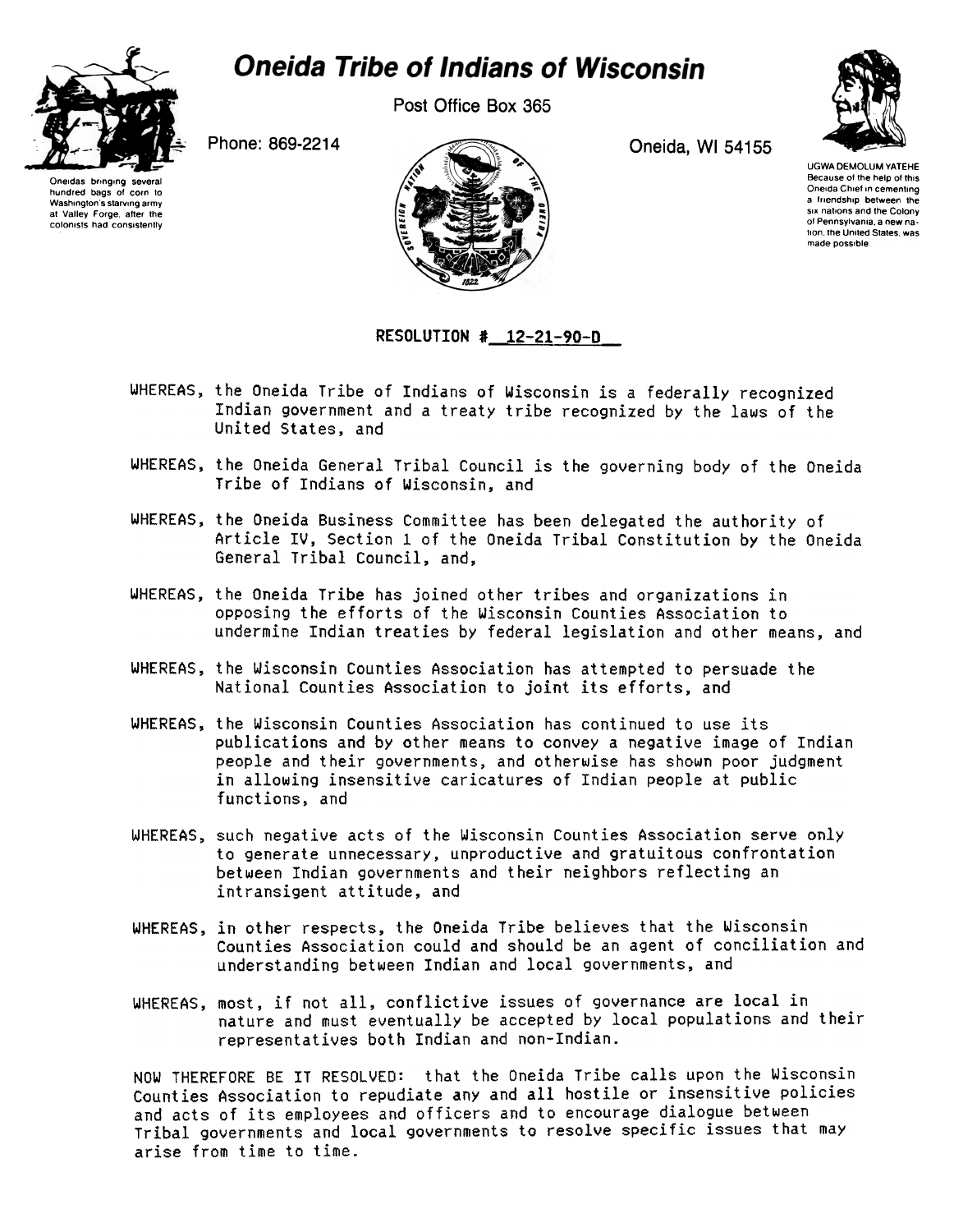# Oneida Tribe of Indians of Wisconsin

Post Office Box 365

Phone: 869-2214

Oneida, WI 54155

Oneidas bringing several hundred bags of corn to Washington's starving army at Valley Forge, after the colonists had consistently

UGWA DEMOLUM YATEHE
Because of the help of this Oneida Chief in cementing a friendship between the six nations and the Colony of Pennsylvania, a new nation, the United States, was made possible.

## RESOLUTION # 12-21-90-D

WHEREAS, the Oneida Tribe of Indians of Wisconsin is a federally recognized Indian government and a treaty tribe recognized by the laws of the United States, and

WHEREAS, the Oneida General Tribal Council is the governing body of the Oneida Tribe of Indians of Wisconsin, and

WHEREAS, the Oneida Business Committee has been delegated the authority of Article IV, Section 1 of the Oneida Tribal Constitution by the Oneida General Tribal Council, and,

WHEREAS, the Oneida Tribe has joined other tribes and organizations in opposing the efforts of the Wisconsin Counties Association to undermine Indian treaties by federal legislation and other means, and

WHEREAS, the Wisconsin Counties Association has attempted to persuade the National Counties Association to joint its efforts, and

WHEREAS, the Wisconsin Counties Association has continued to use its publications and by other means to convey a negative image of Indian people and their governments, and otherwise has shown poor judgment in allowing insensitive caricatures of Indian people at public functions, and

WHEREAS, such negative acts of the Wisconsin Counties Association serve only to generate unnecessary, unproductive and gratuitous confrontation between Indian governments and their neighbors reflecting an intransigent attitude, and

WHEREAS, in other respects, the Oneida Tribe believes that the Wisconsin Counties Association could and should be an agent of conciliation and understanding between Indian and local governments, and

WHEREAS, most, if not all, conflictive issues of governance are local in nature and must eventually be accepted by local populations and their representatives both Indian and non-Indian.

NOW THEREFORE BE IT RESOLVED: that the Oneida Tribe calls upon the Wisconsin Counties Association to repudiate any and all hostile or insensitive policies and acts of its employees and officers and to encourage dialogue between Tribal governments and local governments to resolve specific issues that may arise from time to time.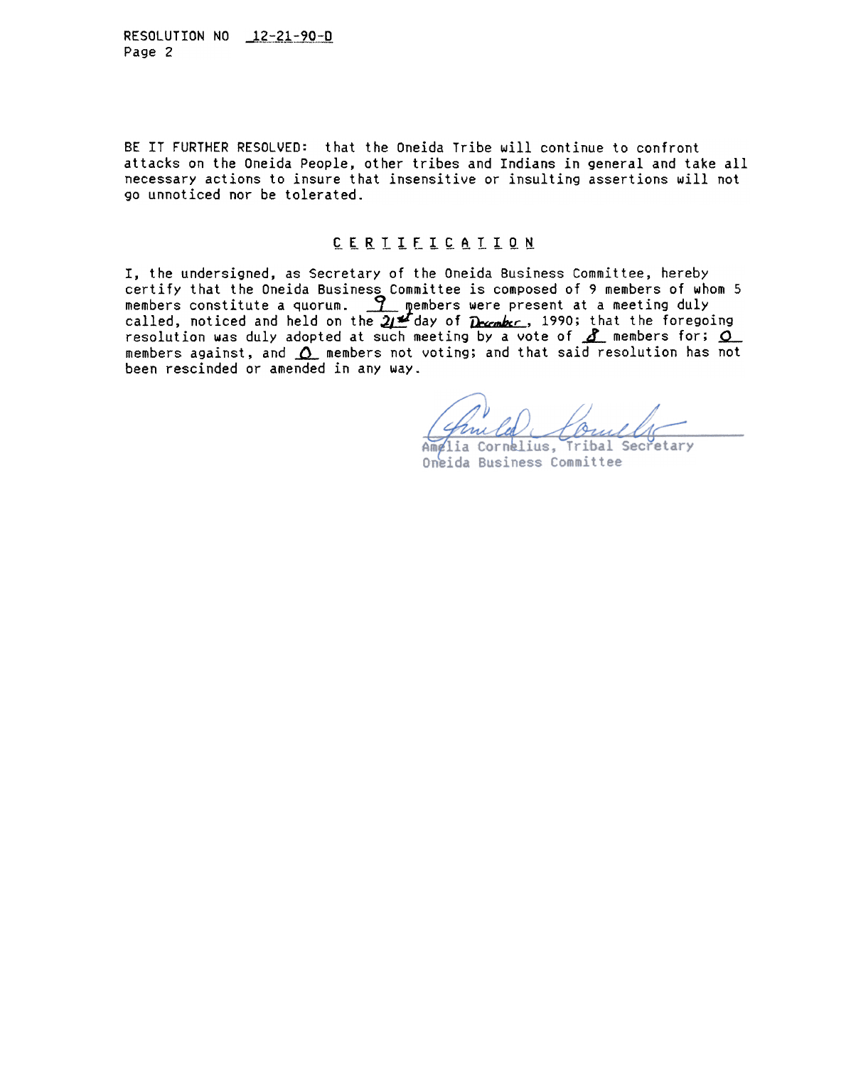RESOLUTION NO 12-21-90-D
Page 2

BE IT FURTHER RESOLVED: that the Oneida Tribe will continue to confront attacks on the Oneida People, other tribes and Indians in general and take all necessary actions to insure that insensitive or insulting assertions will not go unnoticed nor be tolerated.

## CERTIFICATION

I, the undersigned, as Secretary of the Oneida Business Committee, hereby certify that the Oneida Business Committee is composed of 9 members of whom 5 members constitute a quorum. 9 members were present at a meeting duly called, noticed and held on the 21st day of December, 1990; that the foregoing resolution was duly adopted at such meeting by a vote of 8 members for; 0 members against, and 0 members not voting; and that said resolution has not been rescinded or amended in any way.

Amelia Cornelius, Tribal Secretary
Oneida Business Committee